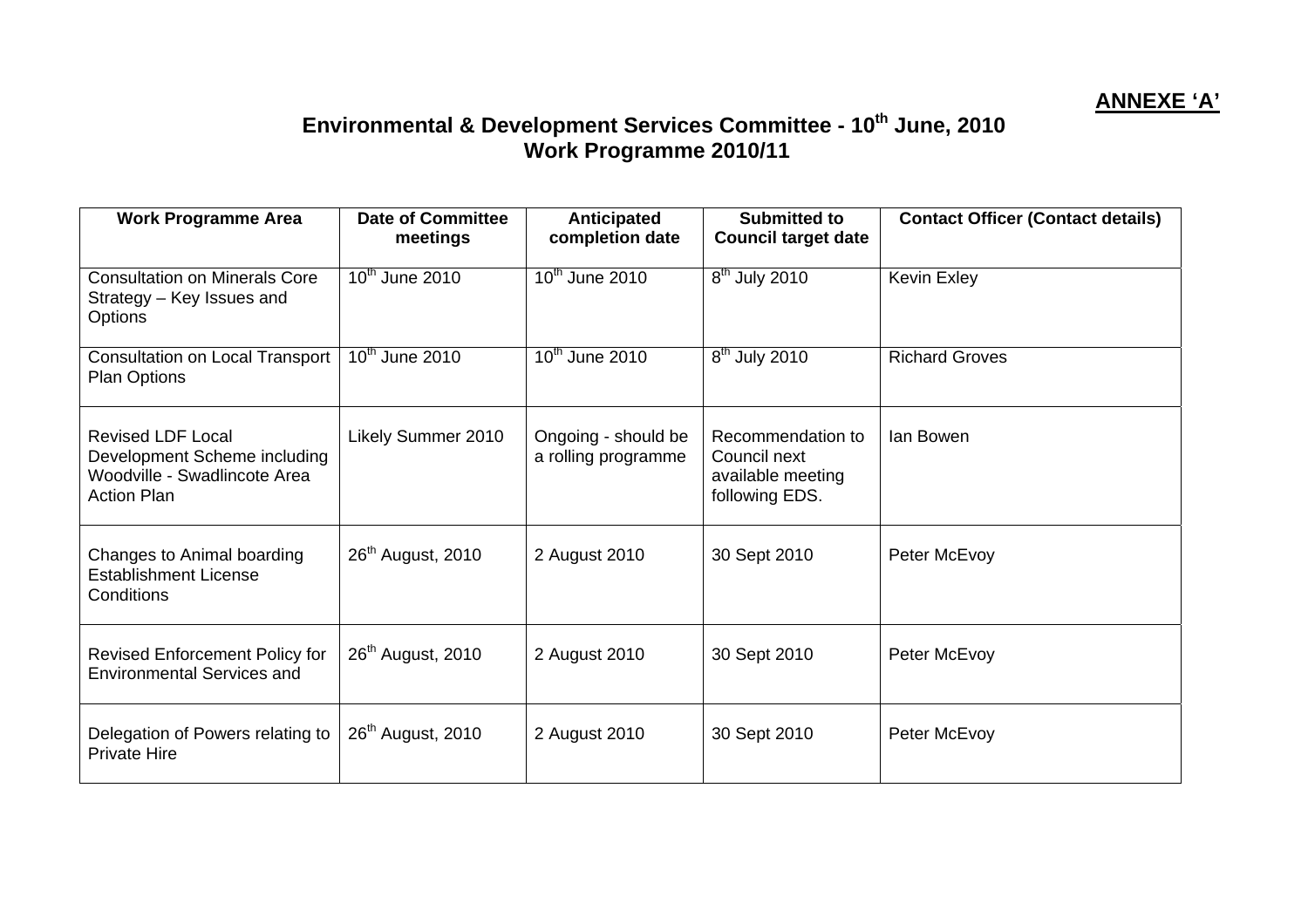**ANNEXE 'A'**

## Environmental & Development Services Committee - 10th June, 2010
## Work Programme 2010/11

| Work Programme Area | Date of Committee meetings | Anticipated completion date | Submitted to Council target date | Contact Officer (Contact details) |
|---|---|---|---|---|
| Consultation on Minerals Core Strategy – Key Issues and Options | 10th June 2010 | 10th June 2010 | 8th July 2010 | Kevin Exley |
| Consultation on Local Transport Plan Options | 10th June 2010 | 10th June 2010 | 8th July 2010 | Richard Groves |
| Revised LDF Local Development Scheme including Woodville - Swadlincote Area Action Plan | Likely Summer 2010 | Ongoing - should be a rolling programme | Recommendation to Council next available meeting following EDS. | Ian Bowen |
| Changes to Animal boarding Establishment License Conditions | 26th August, 2010 | 2 August 2010 | 30 Sept 2010 | Peter McEvoy |
| Revised Enforcement Policy for Environmental Services and | 26th August, 2010 | 2 August 2010 | 30 Sept 2010 | Peter McEvoy |
| Delegation of Powers relating to Private Hire | 26th August, 2010 | 2 August 2010 | 30 Sept 2010 | Peter McEvoy |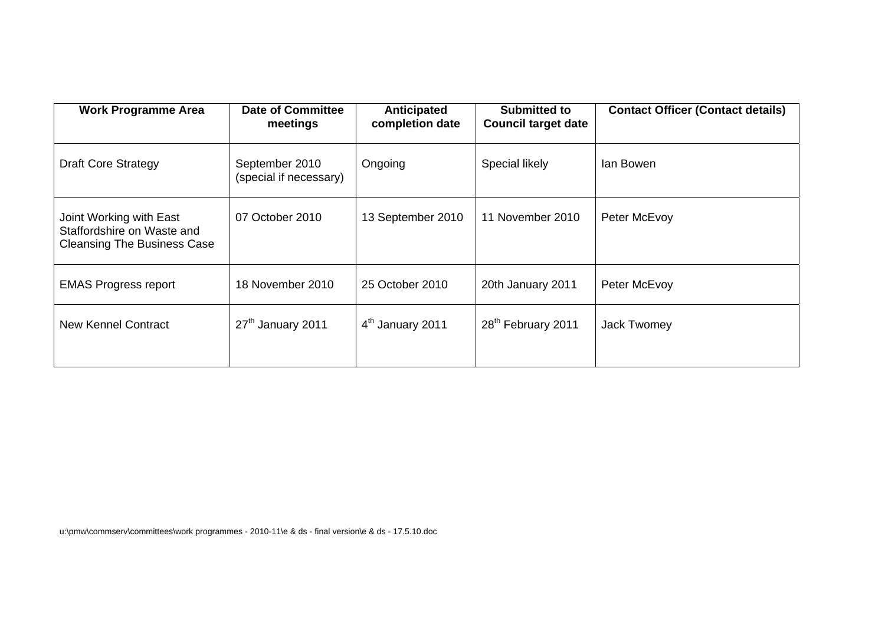| Work Programme Area | Date of Committee meetings | Anticipated completion date | Submitted to Council target date | Contact Officer (Contact details) |
|---|---|---|---|---|
| Draft Core Strategy | September 2010 (special if necessary) | Ongoing | Special likely | Ian Bowen |
| Joint Working with East Staffordshire on Waste and Cleansing The Business Case | 07 October 2010 | 13 September 2010 | 11 November 2010 | Peter McEvoy |
| EMAS Progress report | 18 November 2010 | 25 October 2010 | 20th January 2011 | Peter McEvoy |
| New Kennel Contract | 27th January 2011 | 4th January 2011 | 28th February 2011 | Jack Twomey |

u:\pmw\commserv\committees\work programmes - 2010-11\e & ds - final version\e & ds - 17.5.10.doc